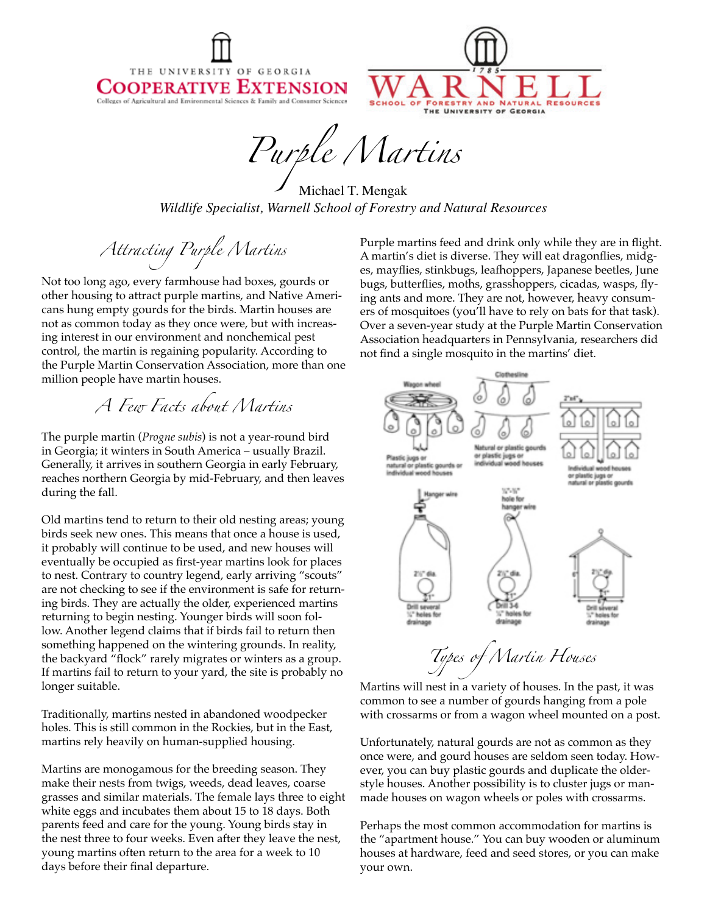THE UNIVERSITY OF GEORGIA
COOPERATIVE EXTENSION
Colleges of Agricultural and Environmental Sciences & Family and Consumer Sciences

WARNELL
School of Forestry and Natural Resources
The University of Georgia

# Purple Martins

Michael T. Mengak
*Wildlife Specialist, Warnell School of Forestry and Natural Resources*

## Attracting Purple Martins

Not too long ago, every farmhouse had boxes, gourds or other housing to attract purple martins, and Native Americans hung empty gourds for the birds. Martin houses are not as common today as they once were, but with increasing interest in our environment and nonchemical pest control, the martin is regaining popularity. According to the Purple Martin Conservation Association, more than one million people have martin houses.

## A Few Facts about Martins

The purple martin (*Progne subis*) is not a year-round bird in Georgia; it winters in South America – usually Brazil. Generally, it arrives in southern Georgia in early February, reaches northern Georgia by mid-February, and then leaves during the fall.

Old martins tend to return to their old nesting areas; young birds seek new ones. This means that once a house is used, it probably will continue to be used, and new houses will eventually be occupied as first-year martins look for places to nest. Contrary to country legend, early arriving "scouts" are not checking to see if the environment is safe for returning birds. They are actually the older, experienced martins returning to begin nesting. Younger birds will soon follow. Another legend claims that if birds fail to return then something happened on the wintering grounds. In reality, the backyard "flock" rarely migrates or winters as a group. If martins fail to return to your yard, the site is probably no longer suitable.

Traditionally, martins nested in abandoned woodpecker holes. This is still common in the Rockies, but in the East, martins rely heavily on human-supplied housing.

Martins are monogamous for the breeding season. They make their nests from twigs, weeds, dead leaves, coarse grasses and similar materials. The female lays three to eight white eggs and incubates them about 15 to 18 days. Both parents feed and care for the young. Young birds stay in the nest three to four weeks. Even after they leave the nest, young martins often return to the area for a week to 10 days before their final departure.

Purple martins feed and drink only while they are in flight. A martin's diet is diverse. They will eat dragonflies, midges, mayflies, stinkbugs, leafhoppers, Japanese beetles, June bugs, butterflies, moths, grasshoppers, cicadas, wasps, flying ants and more. They are not, however, heavy consumers of mosquitoes (you'll have to rely on bats for that task). Over a seven-year study at the Purple Martin Conservation Association headquarters in Pennsylvania, researchers did not find a single mosquito in the martins' diet.

Wagon wheel — Plastic jugs or natural or plastic gourds or individual wood houses

Clothesline — Natural or plastic gourds or plastic jugs or individual wood houses

2"x4" — Individual wood houses or plastic jugs or natural or plastic gourds

Hanger wire — 2½" dia. — 1" — Drill several ¼" holes for drainage

¼"-½" hole for hanger wire — 2½" dia. — 1" — Drill 3-6 ¼" holes for drainage

6" — 2½" dia. — 1" — 6" — Drill several ¼" holes for drainage

## Types of Martin Houses

Martins will nest in a variety of houses. In the past, it was common to see a number of gourds hanging from a pole with crossarms or from a wagon wheel mounted on a post.

Unfortunately, natural gourds are not as common as they once were, and gourd houses are seldom seen today. However, you can buy plastic gourds and duplicate the older-style houses. Another possibility is to cluster jugs or man-made houses on wagon wheels or poles with crossarms.

Perhaps the most common accommodation for martins is the "apartment house." You can buy wooden or aluminum houses at hardware, feed and seed stores, or you can make your own.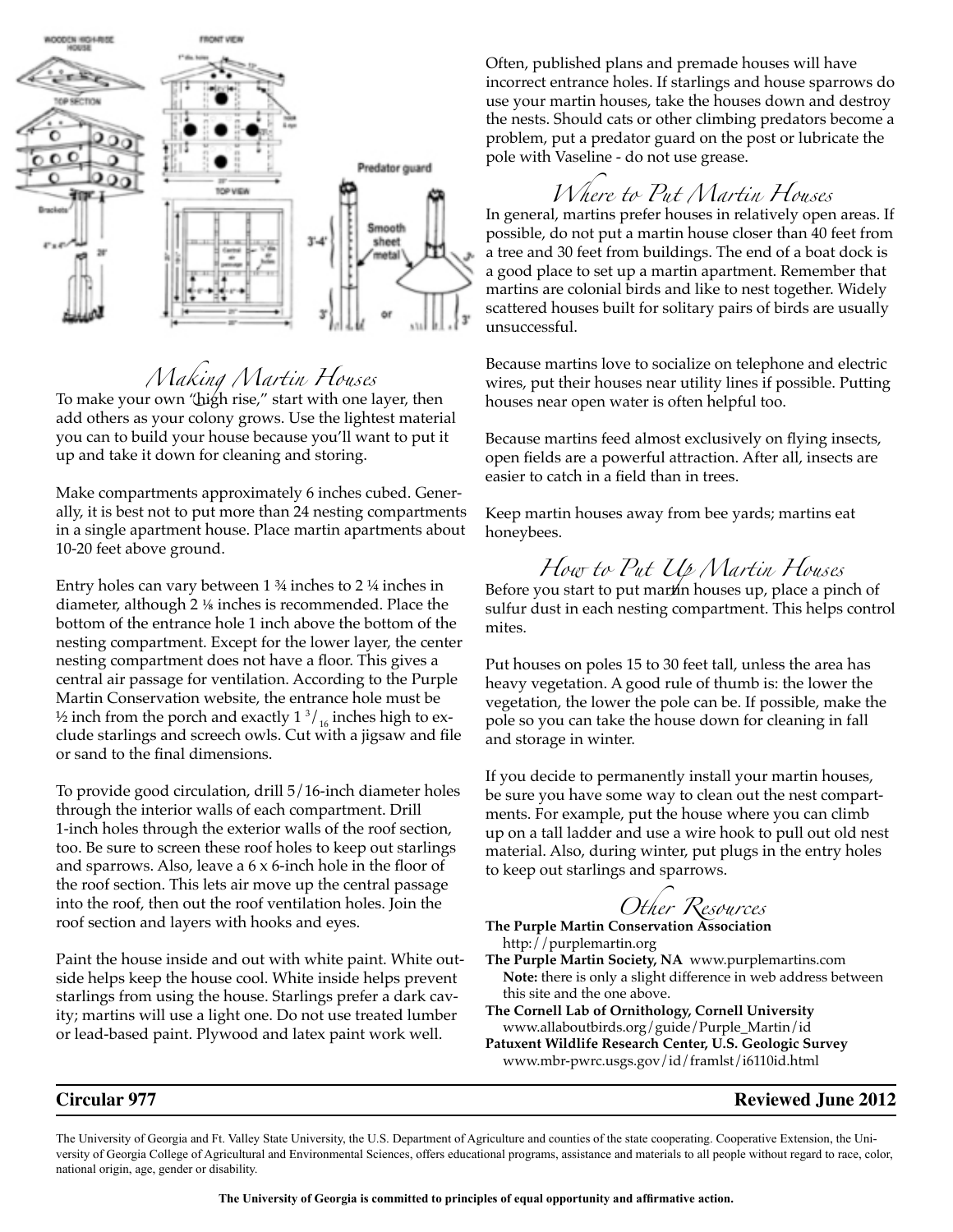## Making Martin Houses

To make your own "high rise," start with one layer, then add others as your colony grows. Use the lightest material you can to build your house because you'll want to put it up and take it down for cleaning and storing.

Make compartments approximately 6 inches cubed. Generally, it is best not to put more than 24 nesting compartments in a single apartment house. Place martin apartments about 10-20 feet above ground.

Entry holes can vary between 1 ¾ inches to 2 ¼ inches in diameter, although 2 ⅛ inches is recommended. Place the bottom of the entrance hole 1 inch above the bottom of the nesting compartment. Except for the lower layer, the center nesting compartment does not have a floor. This gives a central air passage for ventilation. According to the Purple Martin Conservation website, the entrance hole must be ½ inch from the porch and exactly 1 $^{3}/_{16}$ inches high to exclude starlings and screech owls. Cut with a jigsaw and file or sand to the final dimensions.

To provide good circulation, drill 5/16-inch diameter holes through the interior walls of each compartment. Drill 1-inch holes through the exterior walls of the roof section, too. Be sure to screen these roof holes to keep out starlings and sparrows. Also, leave a 6 x 6-inch hole in the floor of the roof section. This lets air move up the central passage into the roof, then out the roof ventilation holes. Join the roof section and layers with hooks and eyes.

Paint the house inside and out with white paint. White outside helps keep the house cool. White inside helps prevent starlings from using the house. Starlings prefer a dark cavity; martins will use a light one. Do not use treated lumber or lead-based paint. Plywood and latex paint work well.

Often, published plans and premade houses will have incorrect entrance holes. If starlings and house sparrows do use your martin houses, take the houses down and destroy the nests. Should cats or other climbing predators become a problem, put a predator guard on the post or lubricate the pole with Vaseline - do not use grease.

## Where to Put Martin Houses

In general, martins prefer houses in relatively open areas. If possible, do not put a martin house closer than 40 feet from a tree and 30 feet from buildings. The end of a boat dock is a good place to set up a martin apartment. Remember that martins are colonial birds and like to nest together. Widely scattered houses built for solitary pairs of birds are usually unsuccessful.

Because martins love to socialize on telephone and electric wires, put their houses near utility lines if possible. Putting houses near open water is often helpful too.

Because martins feed almost exclusively on flying insects, open fields are a powerful attraction. After all, insects are easier to catch in a field than in trees.

Keep martin houses away from bee yards; martins eat honeybees.

## How to Put Up Martin Houses

Before you start to put martin houses up, place a pinch of sulfur dust in each nesting compartment. This helps control mites.

Put houses on poles 15 to 30 feet tall, unless the area has heavy vegetation. A good rule of thumb is: the lower the vegetation, the lower the pole can be. If possible, make the pole so you can take the house down for cleaning in fall and storage in winter.

If you decide to permanently install your martin houses, be sure you have some way to clean out the nest compartments. For example, put the house where you can climb up on a tall ladder and use a wire hook to pull out old nest material. Also, during winter, put plugs in the entry holes to keep out starlings and sparrows.

## Other Resources

**The Purple Martin Conservation Association**
http://purplemartin.org

**The Purple Martin Society, NA** www.purplemartins.com
**Note:** there is only a slight difference in web address between this site and the one above.

**The Cornell Lab of Ornithology, Cornell University**
www.allaboutbirds.org/guide/Purple_Martin/id

**Patuxent Wildlife Research Center, U.S. Geologic Survey**
www.mbr-pwrc.usgs.gov/id/framlst/i6110id.html

**Circular 977** **Reviewed June 2012**

The University of Georgia and Ft. Valley State University, the U.S. Department of Agriculture and counties of the state cooperating. Cooperative Extension, the University of Georgia College of Agricultural and Environmental Sciences, offers educational programs, assistance and materials to all people without regard to race, color, national origin, age, gender or disability.

**The University of Georgia is committed to principles of equal opportunity and affirmative action.**